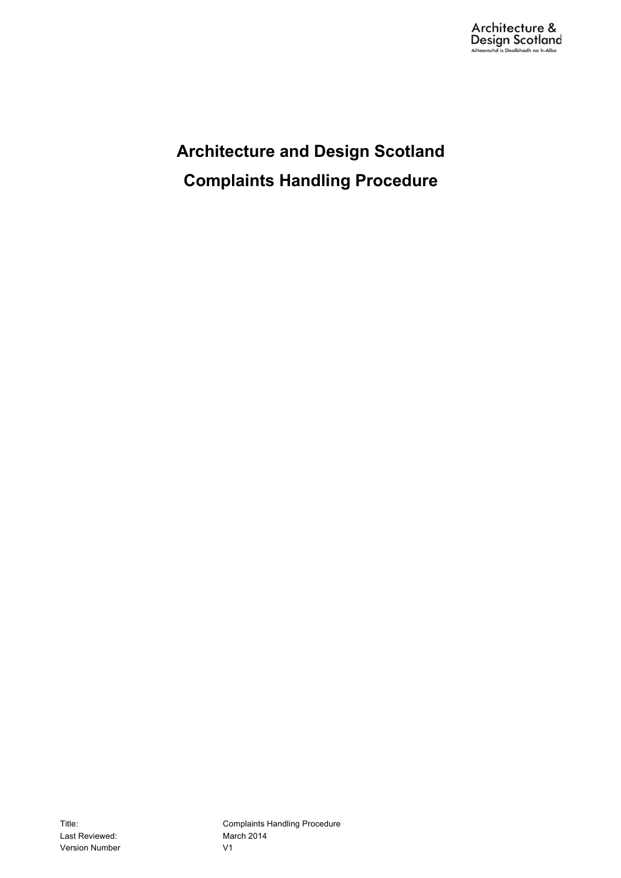# Architecture and Design Scotland

# Complaints Handling Procedure

| | |
|---|---|
| Title: | Complaints Handling Procedure |
| Last Reviewed: | March 2014 |
| Version Number | V1 |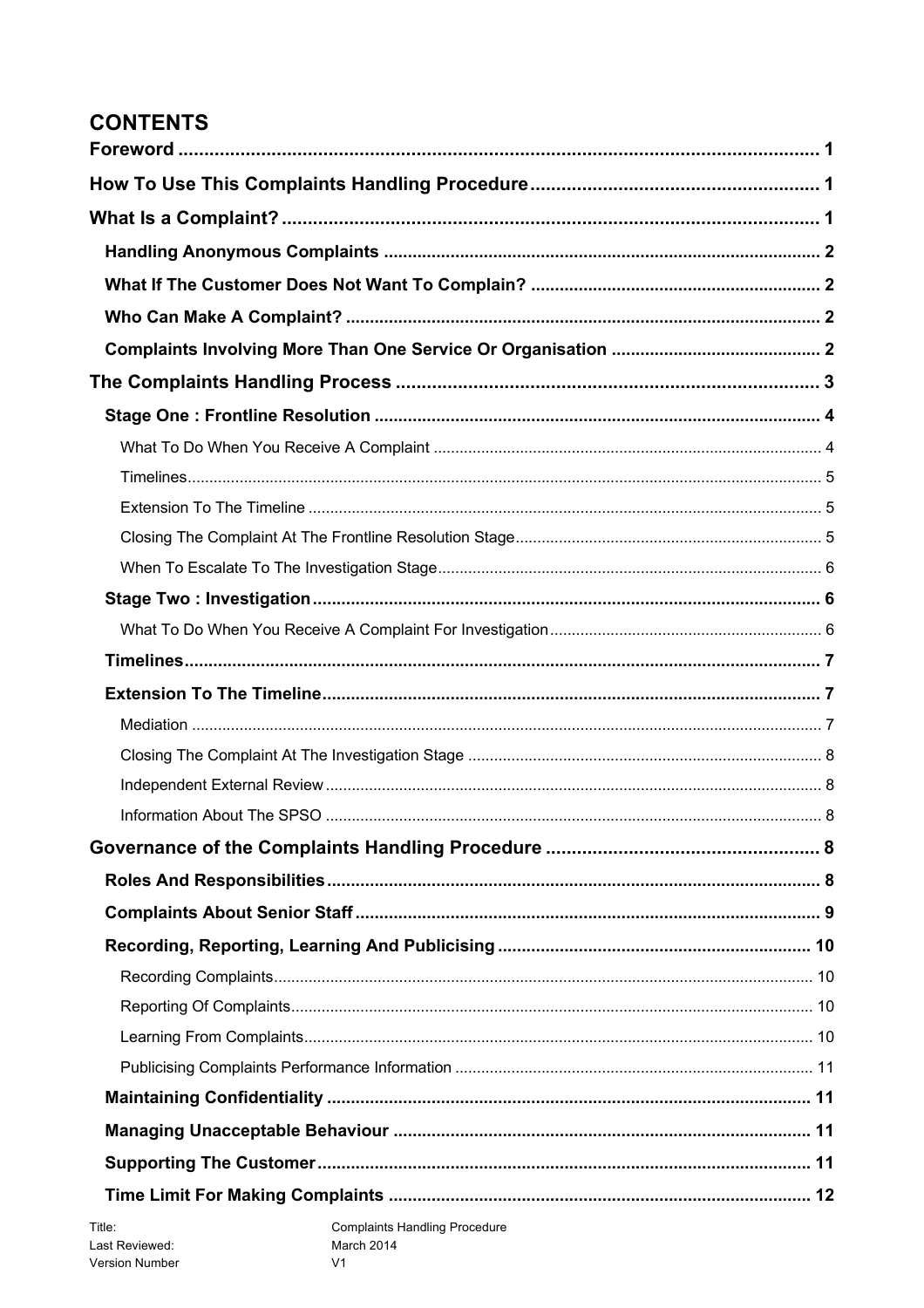# CONTENTS

| | |
|---|---|
| **Foreword** | **1** |
| **How To Use This Complaints Handling Procedure** | **1** |
| **What Is a Complaint?** | **1** |
| **Handling Anonymous Complaints** | **2** |
| **What If The Customer Does Not Want To Complain?** | **2** |
| **Who Can Make A Complaint?** | **2** |
| **Complaints Involving More Than One Service Or Organisation** | **2** |
| **The Complaints Handling Process** | **3** |
| **Stage One : Frontline Resolution** | **4** |
| What To Do When You Receive A Complaint | 4 |
| Timelines | 5 |
| Extension To The Timeline | 5 |
| Closing The Complaint At The Frontline Resolution Stage | 5 |
| When To Escalate To The Investigation Stage | 6 |
| **Stage Two : Investigation** | **6** |
| What To Do When You Receive A Complaint For Investigation | 6 |
| **Timelines** | **7** |
| **Extension To The Timeline** | **7** |
| Mediation | 7 |
| Closing The Complaint At The Investigation Stage | 8 |
| Independent External Review | 8 |
| Information About The SPSO | 8 |
| **Governance of the Complaints Handling Procedure** | **8** |
| **Roles And Responsibilities** | **8** |
| **Complaints About Senior Staff** | **9** |
| **Recording, Reporting, Learning And Publicising** | **10** |
| Recording Complaints | 10 |
| Reporting Of Complaints | 10 |
| Learning From Complaints | 10 |
| Publicising Complaints Performance Information | 11 |
| **Maintaining Confidentiality** | **11** |
| **Managing Unacceptable Behaviour** | **11** |
| **Supporting The Customer** | **11** |
| **Time Limit For Making Complaints** | **12** |

Title: Complaints Handling Procedure
Last Reviewed: March 2014
Version Number V1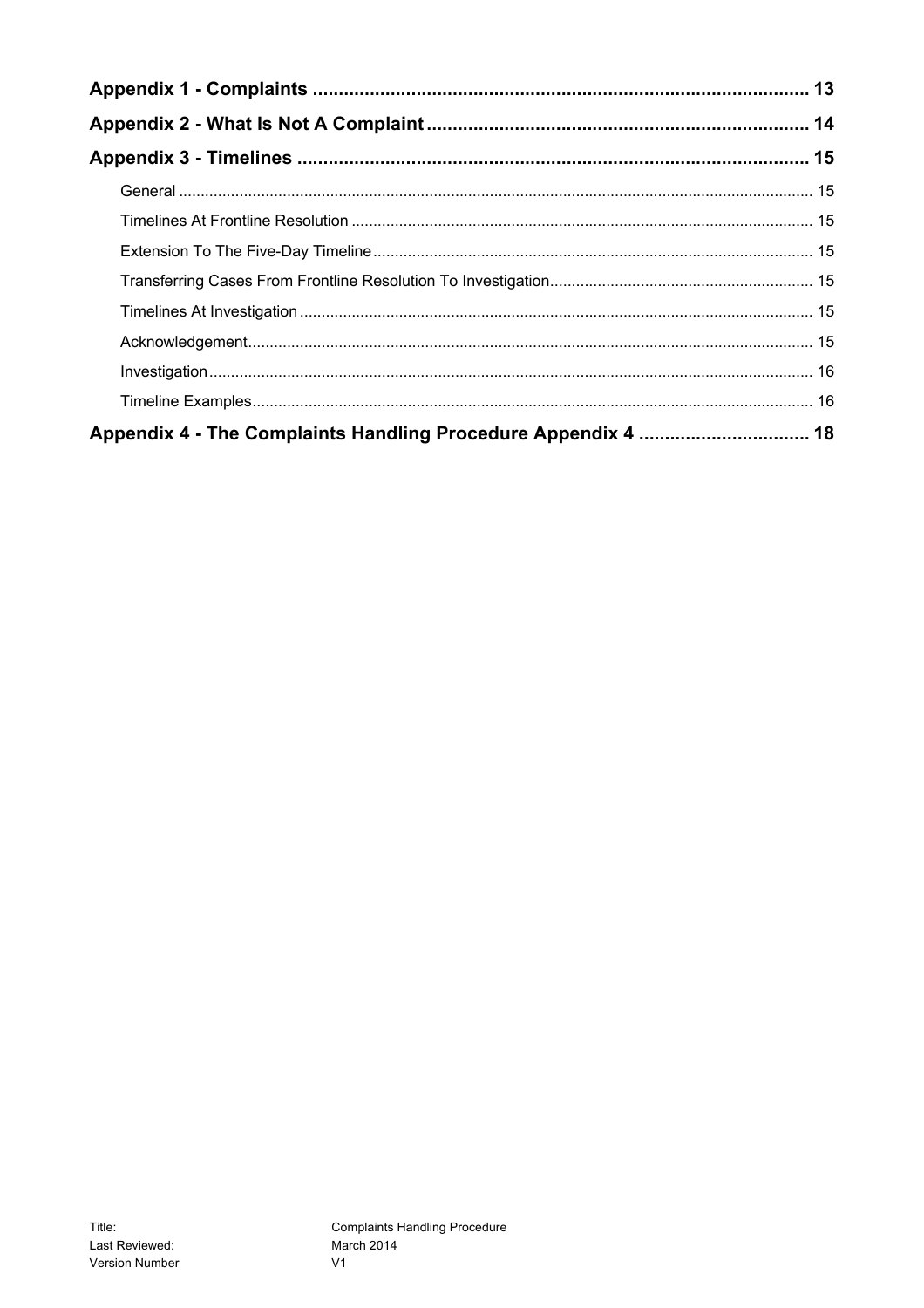**Appendix 1 - Complaints** ........ 13

**Appendix 2 - What Is Not A Complaint** ........ 14

**Appendix 3 - Timelines** ........ 15

- General ........ 15
- Timelines At Frontline Resolution ........ 15
- Extension To The Five-Day Timeline ........ 15
- Transferring Cases From Frontline Resolution To Investigation ........ 15
- Timelines At Investigation ........ 15
- Acknowledgement ........ 15
- Investigation ........ 16
- Timeline Examples ........ 16

**Appendix 4 - The Complaints Handling Procedure Appendix 4** ........ 18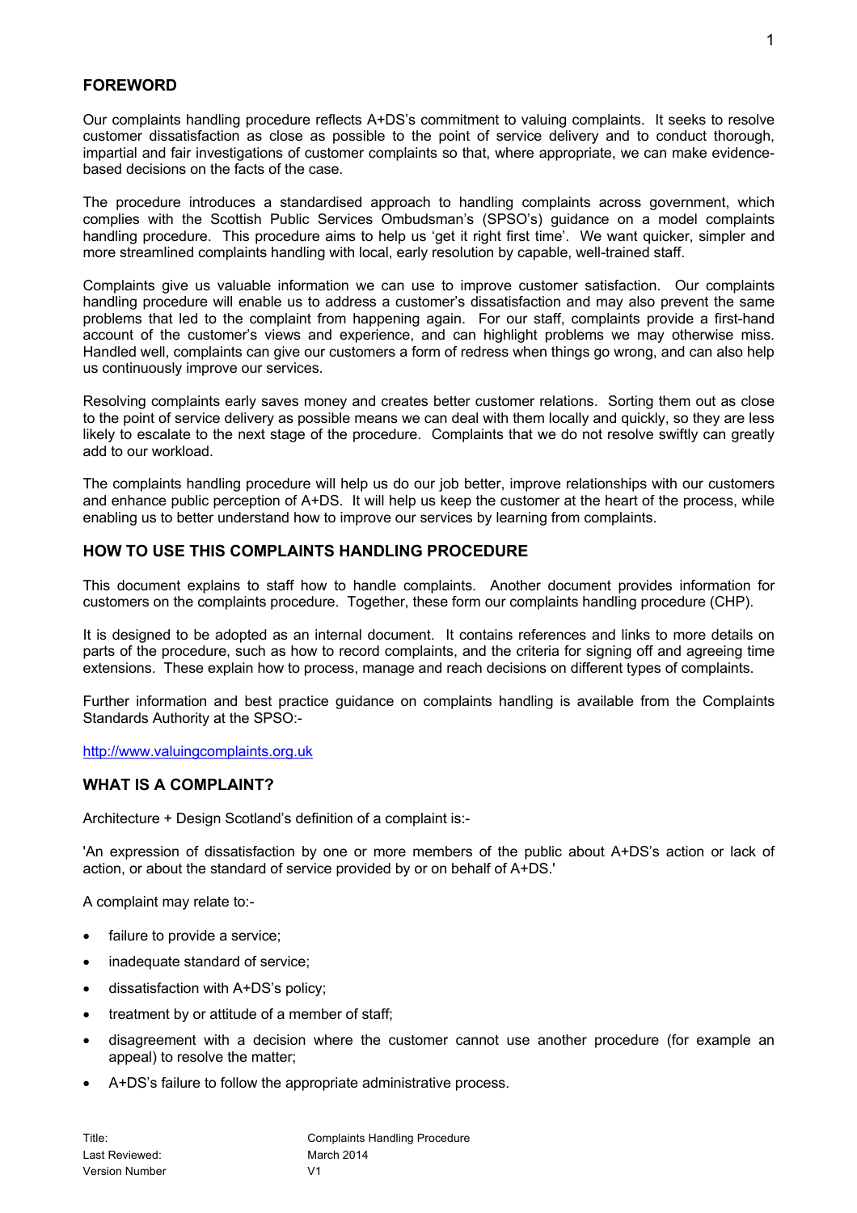## FOREWORD

Our complaints handling procedure reflects A+DS's commitment to valuing complaints. It seeks to resolve customer dissatisfaction as close as possible to the point of service delivery and to conduct thorough, impartial and fair investigations of customer complaints so that, where appropriate, we can make evidence-based decisions on the facts of the case.

The procedure introduces a standardised approach to handling complaints across government, which complies with the Scottish Public Services Ombudsman's (SPSO's) guidance on a model complaints handling procedure. This procedure aims to help us 'get it right first time'. We want quicker, simpler and more streamlined complaints handling with local, early resolution by capable, well-trained staff.

Complaints give us valuable information we can use to improve customer satisfaction. Our complaints handling procedure will enable us to address a customer's dissatisfaction and may also prevent the same problems that led to the complaint from happening again. For our staff, complaints provide a first-hand account of the customer's views and experience, and can highlight problems we may otherwise miss. Handled well, complaints can give our customers a form of redress when things go wrong, and can also help us continuously improve our services.

Resolving complaints early saves money and creates better customer relations. Sorting them out as close to the point of service delivery as possible means we can deal with them locally and quickly, so they are less likely to escalate to the next stage of the procedure. Complaints that we do not resolve swiftly can greatly add to our workload.

The complaints handling procedure will help us do our job better, improve relationships with our customers and enhance public perception of A+DS. It will help us keep the customer at the heart of the process, while enabling us to better understand how to improve our services by learning from complaints.

## HOW TO USE THIS COMPLAINTS HANDLING PROCEDURE

This document explains to staff how to handle complaints. Another document provides information for customers on the complaints procedure. Together, these form our complaints handling procedure (CHP).

It is designed to be adopted as an internal document. It contains references and links to more details on parts of the procedure, such as how to record complaints, and the criteria for signing off and agreeing time extensions. These explain how to process, manage and reach decisions on different types of complaints.

Further information and best practice guidance on complaints handling is available from the Complaints Standards Authority at the SPSO:-

http://www.valuingcomplaints.org.uk

## WHAT IS A COMPLAINT?

Architecture + Design Scotland's definition of a complaint is:-

'An expression of dissatisfaction by one or more members of the public about A+DS's action or lack of action, or about the standard of service provided by or on behalf of A+DS.'

A complaint may relate to:-

- failure to provide a service;
- inadequate standard of service;
- dissatisfaction with A+DS's policy;
- treatment by or attitude of a member of staff;
- disagreement with a decision where the customer cannot use another procedure (for example an appeal) to resolve the matter;
- A+DS's failure to follow the appropriate administrative process.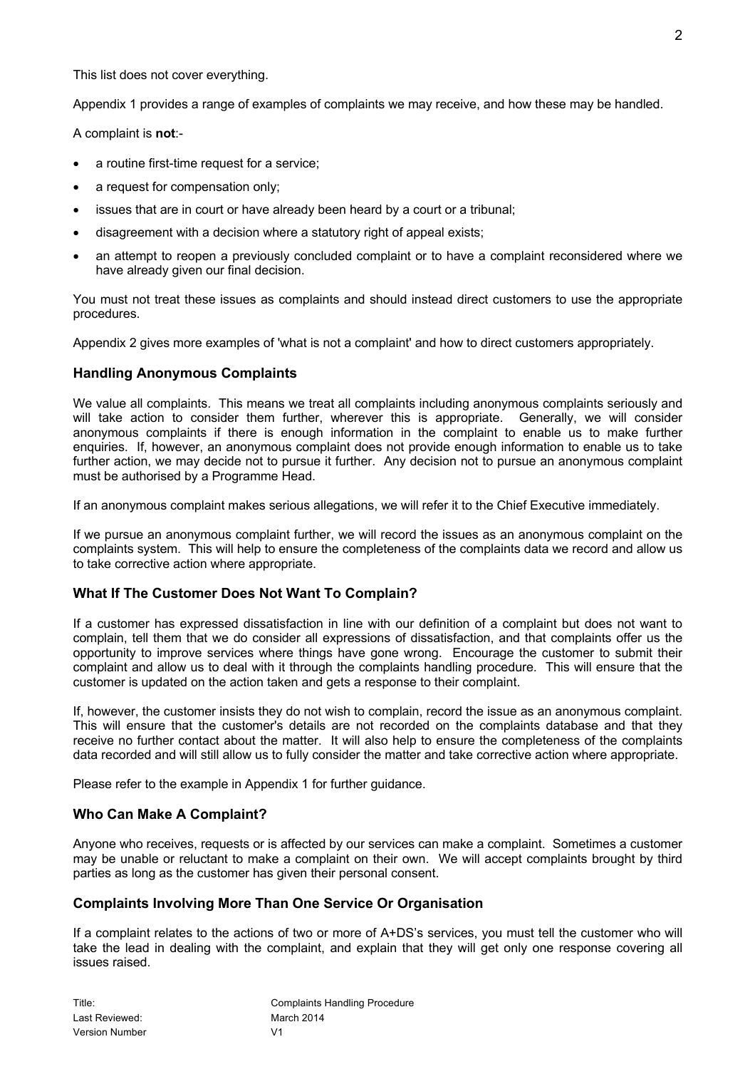This list does not cover everything.

Appendix 1 provides a range of examples of complaints we may receive, and how these may be handled.

A complaint is **not**:-

- a routine first-time request for a service;
- a request for compensation only;
- issues that are in court or have already been heard by a court or a tribunal;
- disagreement with a decision where a statutory right of appeal exists;
- an attempt to reopen a previously concluded complaint or to have a complaint reconsidered where we have already given our final decision.

You must not treat these issues as complaints and should instead direct customers to use the appropriate procedures.

Appendix 2 gives more examples of 'what is not a complaint' and how to direct customers appropriately.

### Handling Anonymous Complaints

We value all complaints. This means we treat all complaints including anonymous complaints seriously and will take action to consider them further, wherever this is appropriate. Generally, we will consider anonymous complaints if there is enough information in the complaint to enable us to make further enquiries. If, however, an anonymous complaint does not provide enough information to enable us to take further action, we may decide not to pursue it further. Any decision not to pursue an anonymous complaint must be authorised by a Programme Head.

If an anonymous complaint makes serious allegations, we will refer it to the Chief Executive immediately.

If we pursue an anonymous complaint further, we will record the issues as an anonymous complaint on the complaints system. This will help to ensure the completeness of the complaints data we record and allow us to take corrective action where appropriate.

### What If The Customer Does Not Want To Complain?

If a customer has expressed dissatisfaction in line with our definition of a complaint but does not want to complain, tell them that we do consider all expressions of dissatisfaction, and that complaints offer us the opportunity to improve services where things have gone wrong. Encourage the customer to submit their complaint and allow us to deal with it through the complaints handling procedure. This will ensure that the customer is updated on the action taken and gets a response to their complaint.

If, however, the customer insists they do not wish to complain, record the issue as an anonymous complaint. This will ensure that the customer's details are not recorded on the complaints database and that they receive no further contact about the matter. It will also help to ensure the completeness of the complaints data recorded and will still allow us to fully consider the matter and take corrective action where appropriate.

Please refer to the example in Appendix 1 for further guidance.

### Who Can Make A Complaint?

Anyone who receives, requests or is affected by our services can make a complaint. Sometimes a customer may be unable or reluctant to make a complaint on their own. We will accept complaints brought by third parties as long as the customer has given their personal consent.

### Complaints Involving More Than One Service Or Organisation

If a complaint relates to the actions of two or more of A+DS's services, you must tell the customer who will take the lead in dealing with the complaint, and explain that they will get only one response covering all issues raised.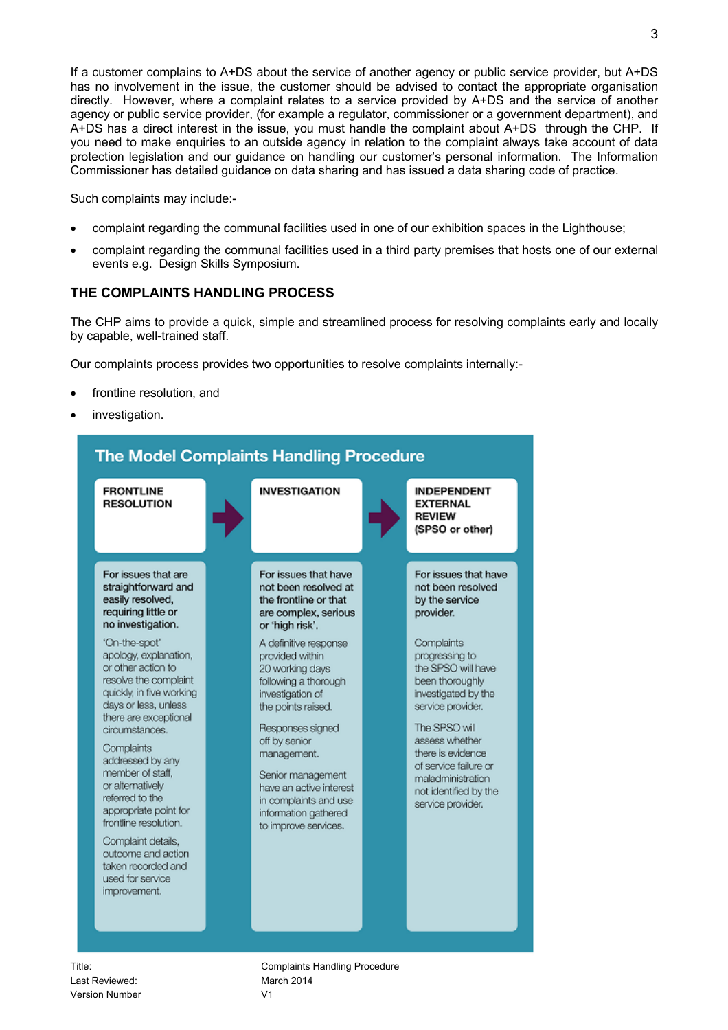If a customer complains to A+DS about the service of another agency or public service provider, but A+DS has no involvement in the issue, the customer should be advised to contact the appropriate organisation directly. However, where a complaint relates to a service provided by A+DS and the service of another agency or public service provider, (for example a regulator, commissioner or a government department), and A+DS has a direct interest in the issue, you must handle the complaint about A+DS through the CHP. If you need to make enquiries to an outside agency in relation to the complaint always take account of data protection legislation and our guidance on handling our customer's personal information. The Information Commissioner has detailed guidance on data sharing and has issued a data sharing code of practice.

Such complaints may include:-

- complaint regarding the communal facilities used in one of our exhibition spaces in the Lighthouse;
- complaint regarding the communal facilities used in a third party premises that hosts one of our external events e.g. Design Skills Symposium.

## THE COMPLAINTS HANDLING PROCESS

The CHP aims to provide a quick, simple and streamlined process for resolving complaints early and locally by capable, well-trained staff.

Our complaints process provides two opportunities to resolve complaints internally:-

- frontline resolution, and
- investigation.

### The Model Complaints Handling Procedure

| FRONTLINE RESOLUTION | INVESTIGATION | INDEPENDENT EXTERNAL REVIEW (SPSO or other) |
|---|---|---|
| **For issues that are straightforward and easily resolved, requiring little or no investigation.** | **For issues that have not been resolved at the frontline or that are complex, serious or 'high risk'.** | **For issues that have not been resolved by the service provider.** |
| 'On-the-spot' apology, explanation, or other action to resolve the complaint quickly, in five working days or less, unless there are exceptional circumstances. | A definitive response provided within 20 working days following a thorough investigation of the points raised. | Complaints progressing to the SPSO will have been thoroughly investigated by the service provider. |
| Complaints addressed by any member of staff, or alternatively referred to the appropriate point for frontline resolution. | Responses signed off by senior management. | The SPSO will assess whether there is evidence of service failure or maladministration not identified by the service provider. |
| Complaint details, outcome and action taken recorded and used for service improvement. | Senior management have an active interest in complaints and use information gathered to improve services. | |

Title: Complaints Handling Procedure
Last Reviewed: March 2014
Version Number V1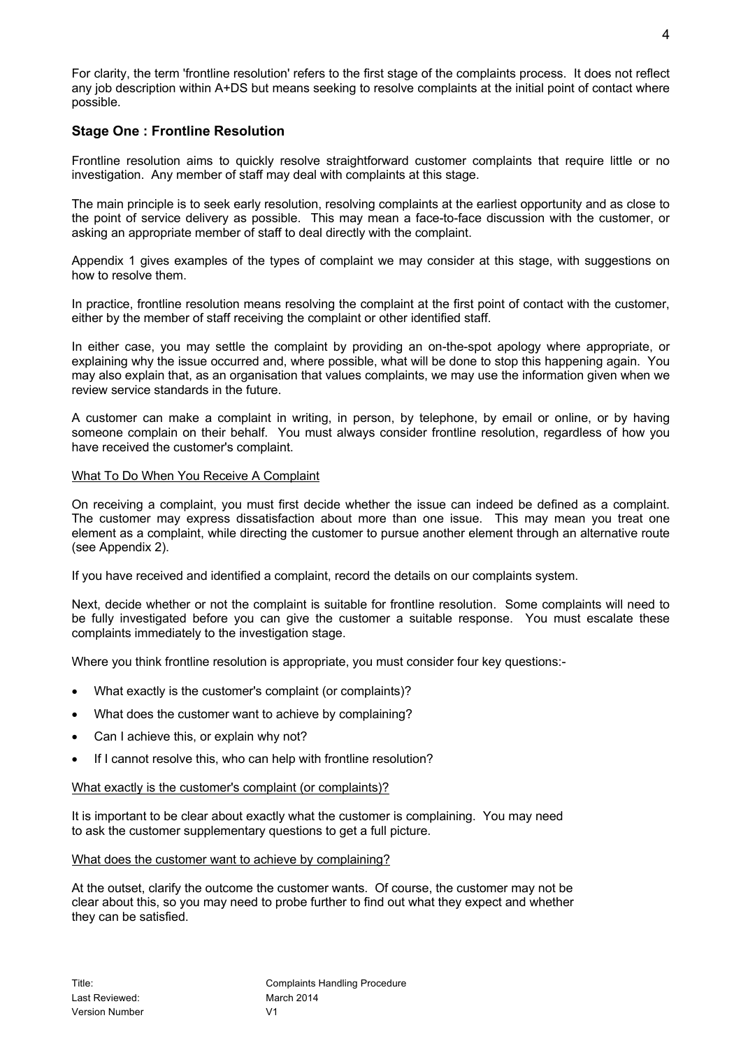For clarity, the term 'frontline resolution' refers to the first stage of the complaints process. It does not reflect any job description within A+DS but means seeking to resolve complaints at the initial point of contact where possible.

## Stage One : Frontline Resolution

Frontline resolution aims to quickly resolve straightforward customer complaints that require little or no investigation. Any member of staff may deal with complaints at this stage.

The main principle is to seek early resolution, resolving complaints at the earliest opportunity and as close to the point of service delivery as possible. This may mean a face-to-face discussion with the customer, or asking an appropriate member of staff to deal directly with the complaint.

Appendix 1 gives examples of the types of complaint we may consider at this stage, with suggestions on how to resolve them.

In practice, frontline resolution means resolving the complaint at the first point of contact with the customer, either by the member of staff receiving the complaint or other identified staff.

In either case, you may settle the complaint by providing an on-the-spot apology where appropriate, or explaining why the issue occurred and, where possible, what will be done to stop this happening again. You may also explain that, as an organisation that values complaints, we may use the information given when we review service standards in the future.

A customer can make a complaint in writing, in person, by telephone, by email or online, or by having someone complain on their behalf. You must always consider frontline resolution, regardless of how you have received the customer's complaint.

### What To Do When You Receive A Complaint

On receiving a complaint, you must first decide whether the issue can indeed be defined as a complaint. The customer may express dissatisfaction about more than one issue. This may mean you treat one element as a complaint, while directing the customer to pursue another element through an alternative route (see Appendix 2).

If you have received and identified a complaint, record the details on our complaints system.

Next, decide whether or not the complaint is suitable for frontline resolution. Some complaints will need to be fully investigated before you can give the customer a suitable response. You must escalate these complaints immediately to the investigation stage.

Where you think frontline resolution is appropriate, you must consider four key questions:-

- What exactly is the customer's complaint (or complaints)?
- What does the customer want to achieve by complaining?
- Can I achieve this, or explain why not?
- If I cannot resolve this, who can help with frontline resolution?

### What exactly is the customer's complaint (or complaints)?

It is important to be clear about exactly what the customer is complaining. You may need to ask the customer supplementary questions to get a full picture.

### What does the customer want to achieve by complaining?

At the outset, clarify the outcome the customer wants. Of course, the customer may not be clear about this, so you may need to probe further to find out what they expect and whether they can be satisfied.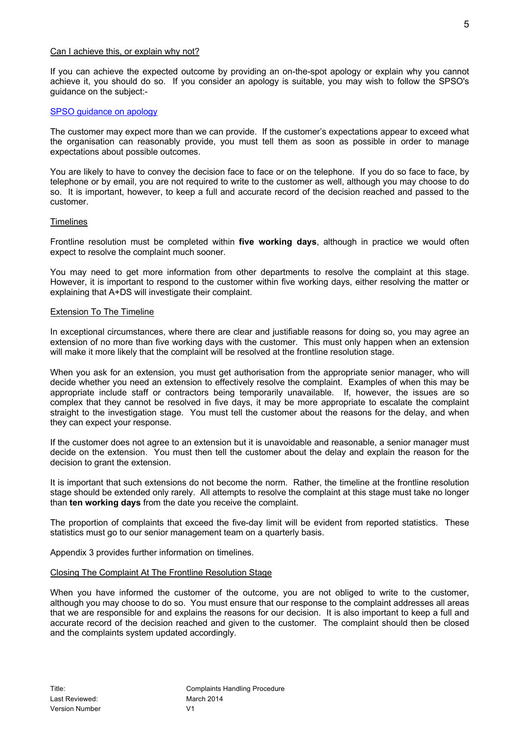### Can I achieve this, or explain why not?

If you can achieve the expected outcome by providing an on-the-spot apology or explain why you cannot achieve it, you should do so. If you consider an apology is suitable, you may wish to follow the SPSO's guidance on the subject:-

[SPSO guidance on apology]

The customer may expect more than we can provide. If the customer's expectations appear to exceed what the organisation can reasonably provide, you must tell them as soon as possible in order to manage expectations about possible outcomes.

You are likely to have to convey the decision face to face or on the telephone. If you do so face to face, by telephone or by email, you are not required to write to the customer as well, although you may choose to do so. It is important, however, to keep a full and accurate record of the decision reached and passed to the customer.

### Timelines

Frontline resolution must be completed within **five working days**, although in practice we would often expect to resolve the complaint much sooner.

You may need to get more information from other departments to resolve the complaint at this stage. However, it is important to respond to the customer within five working days, either resolving the matter or explaining that A+DS will investigate their complaint.

### Extension To The Timeline

In exceptional circumstances, where there are clear and justifiable reasons for doing so, you may agree an extension of no more than five working days with the customer. This must only happen when an extension will make it more likely that the complaint will be resolved at the frontline resolution stage.

When you ask for an extension, you must get authorisation from the appropriate senior manager, who will decide whether you need an extension to effectively resolve the complaint. Examples of when this may be appropriate include staff or contractors being temporarily unavailable. If, however, the issues are so complex that they cannot be resolved in five days, it may be more appropriate to escalate the complaint straight to the investigation stage. You must tell the customer about the reasons for the delay, and when they can expect your response.

If the customer does not agree to an extension but it is unavoidable and reasonable, a senior manager must decide on the extension. You must then tell the customer about the delay and explain the reason for the decision to grant the extension.

It is important that such extensions do not become the norm. Rather, the timeline at the frontline resolution stage should be extended only rarely. All attempts to resolve the complaint at this stage must take no longer than **ten working days** from the date you receive the complaint.

The proportion of complaints that exceed the five-day limit will be evident from reported statistics. These statistics must go to our senior management team on a quarterly basis.

Appendix 3 provides further information on timelines.

### Closing The Complaint At The Frontline Resolution Stage

When you have informed the customer of the outcome, you are not obliged to write to the customer, although you may choose to do so. You must ensure that our response to the complaint addresses all areas that we are responsible for and explains the reasons for our decision. It is also important to keep a full and accurate record of the decision reached and given to the customer. The complaint should then be closed and the complaints system updated accordingly.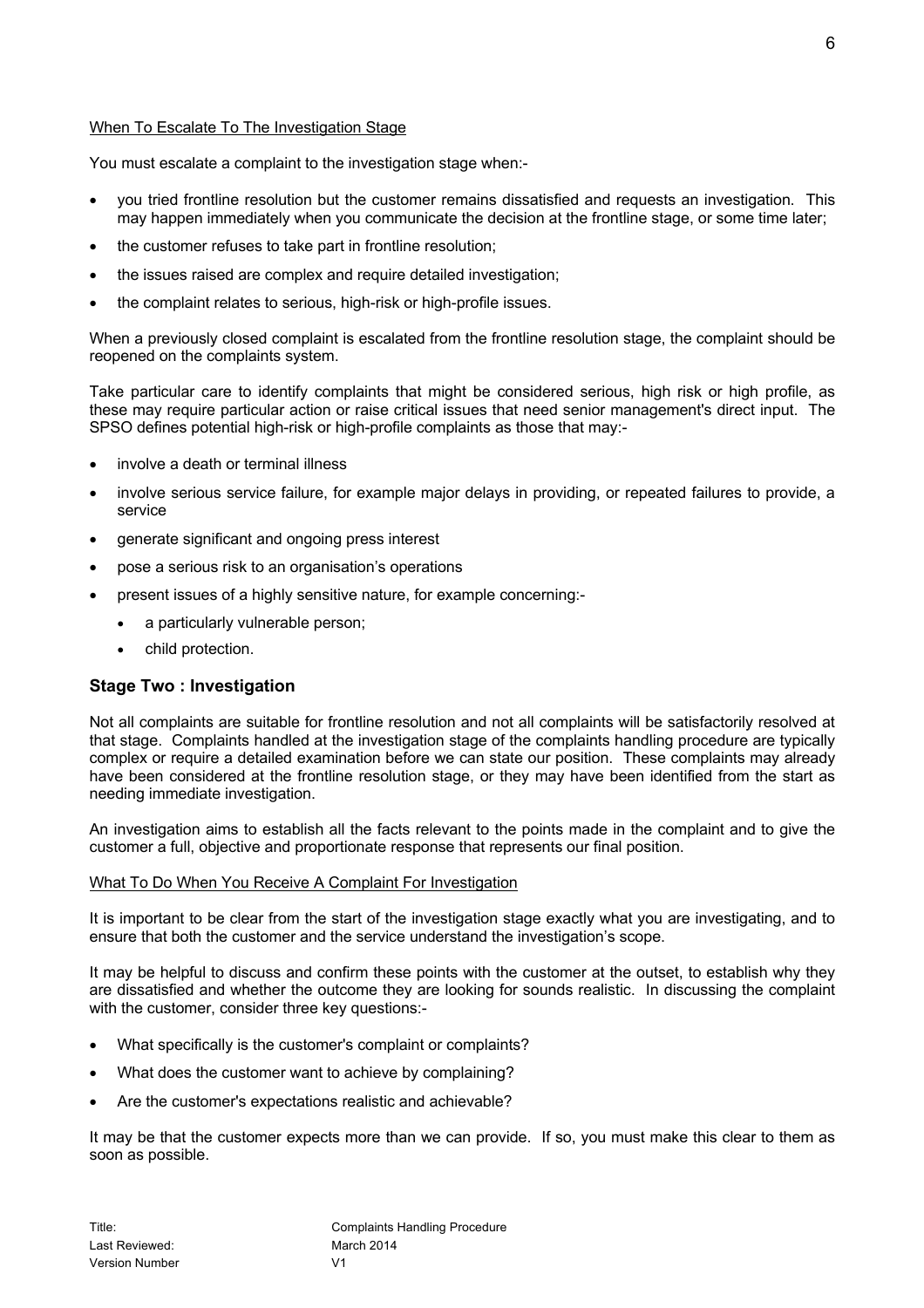When To Escalate To The Investigation Stage

You must escalate a complaint to the investigation stage when:-

- you tried frontline resolution but the customer remains dissatisfied and requests an investigation. This may happen immediately when you communicate the decision at the frontline stage, or some time later;
- the customer refuses to take part in frontline resolution;
- the issues raised are complex and require detailed investigation;
- the complaint relates to serious, high-risk or high-profile issues.

When a previously closed complaint is escalated from the frontline resolution stage, the complaint should be reopened on the complaints system.

Take particular care to identify complaints that might be considered serious, high risk or high profile, as these may require particular action or raise critical issues that need senior management's direct input. The SPSO defines potential high-risk or high-profile complaints as those that may:-

- involve a death or terminal illness
- involve serious service failure, for example major delays in providing, or repeated failures to provide, a service
- generate significant and ongoing press interest
- pose a serious risk to an organisation's operations
- present issues of a highly sensitive nature, for example concerning:-
  - a particularly vulnerable person;
  - child protection.

## Stage Two : Investigation

Not all complaints are suitable for frontline resolution and not all complaints will be satisfactorily resolved at that stage. Complaints handled at the investigation stage of the complaints handling procedure are typically complex or require a detailed examination before we can state our position. These complaints may already have been considered at the frontline resolution stage, or they may have been identified from the start as needing immediate investigation.

An investigation aims to establish all the facts relevant to the points made in the complaint and to give the customer a full, objective and proportionate response that represents our final position.

What To Do When You Receive A Complaint For Investigation

It is important to be clear from the start of the investigation stage exactly what you are investigating, and to ensure that both the customer and the service understand the investigation's scope.

It may be helpful to discuss and confirm these points with the customer at the outset, to establish why they are dissatisfied and whether the outcome they are looking for sounds realistic. In discussing the complaint with the customer, consider three key questions:-

- What specifically is the customer's complaint or complaints?
- What does the customer want to achieve by complaining?
- Are the customer's expectations realistic and achievable?

It may be that the customer expects more than we can provide. If so, you must make this clear to them as soon as possible.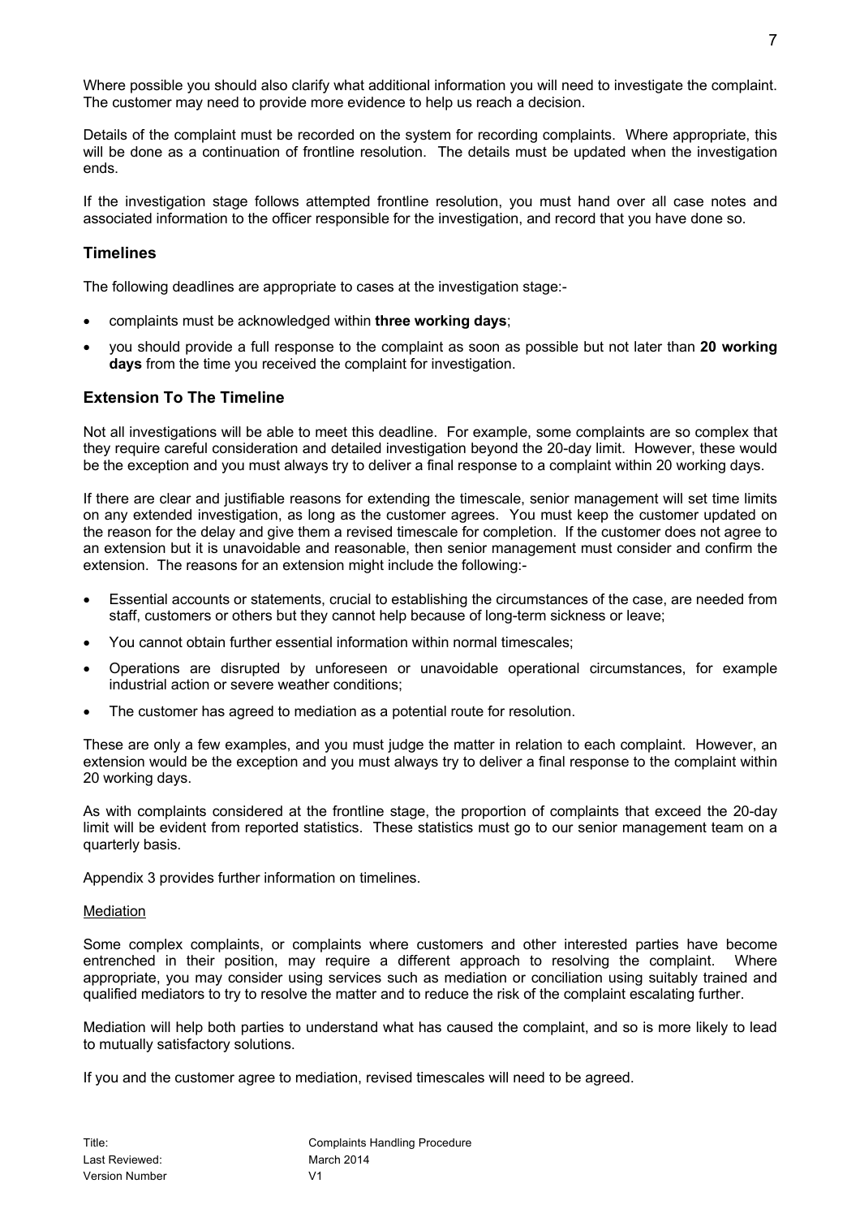Where possible you should also clarify what additional information you will need to investigate the complaint. The customer may need to provide more evidence to help us reach a decision.

Details of the complaint must be recorded on the system for recording complaints. Where appropriate, this will be done as a continuation of frontline resolution. The details must be updated when the investigation ends.

If the investigation stage follows attempted frontline resolution, you must hand over all case notes and associated information to the officer responsible for the investigation, and record that you have done so.

## Timelines

The following deadlines are appropriate to cases at the investigation stage:-

- complaints must be acknowledged within **three working days**;
- you should provide a full response to the complaint as soon as possible but not later than **20 working days** from the time you received the complaint for investigation.

## Extension To The Timeline

Not all investigations will be able to meet this deadline. For example, some complaints are so complex that they require careful consideration and detailed investigation beyond the 20-day limit. However, these would be the exception and you must always try to deliver a final response to a complaint within 20 working days.

If there are clear and justifiable reasons for extending the timescale, senior management will set time limits on any extended investigation, as long as the customer agrees. You must keep the customer updated on the reason for the delay and give them a revised timescale for completion. If the customer does not agree to an extension but it is unavoidable and reasonable, then senior management must consider and confirm the extension. The reasons for an extension might include the following:-

- Essential accounts or statements, crucial to establishing the circumstances of the case, are needed from staff, customers or others but they cannot help because of long-term sickness or leave;
- You cannot obtain further essential information within normal timescales;
- Operations are disrupted by unforeseen or unavoidable operational circumstances, for example industrial action or severe weather conditions;
- The customer has agreed to mediation as a potential route for resolution.

These are only a few examples, and you must judge the matter in relation to each complaint. However, an extension would be the exception and you must always try to deliver a final response to the complaint within 20 working days.

As with complaints considered at the frontline stage, the proportion of complaints that exceed the 20-day limit will be evident from reported statistics. These statistics must go to our senior management team on a quarterly basis.

Appendix 3 provides further information on timelines.

<u>Mediation</u>

Some complex complaints, or complaints where customers and other interested parties have become entrenched in their position, may require a different approach to resolving the complaint. Where appropriate, you may consider using services such as mediation or conciliation using suitably trained and qualified mediators to try to resolve the matter and to reduce the risk of the complaint escalating further.

Mediation will help both parties to understand what has caused the complaint, and so is more likely to lead to mutually satisfactory solutions.

If you and the customer agree to mediation, revised timescales will need to be agreed.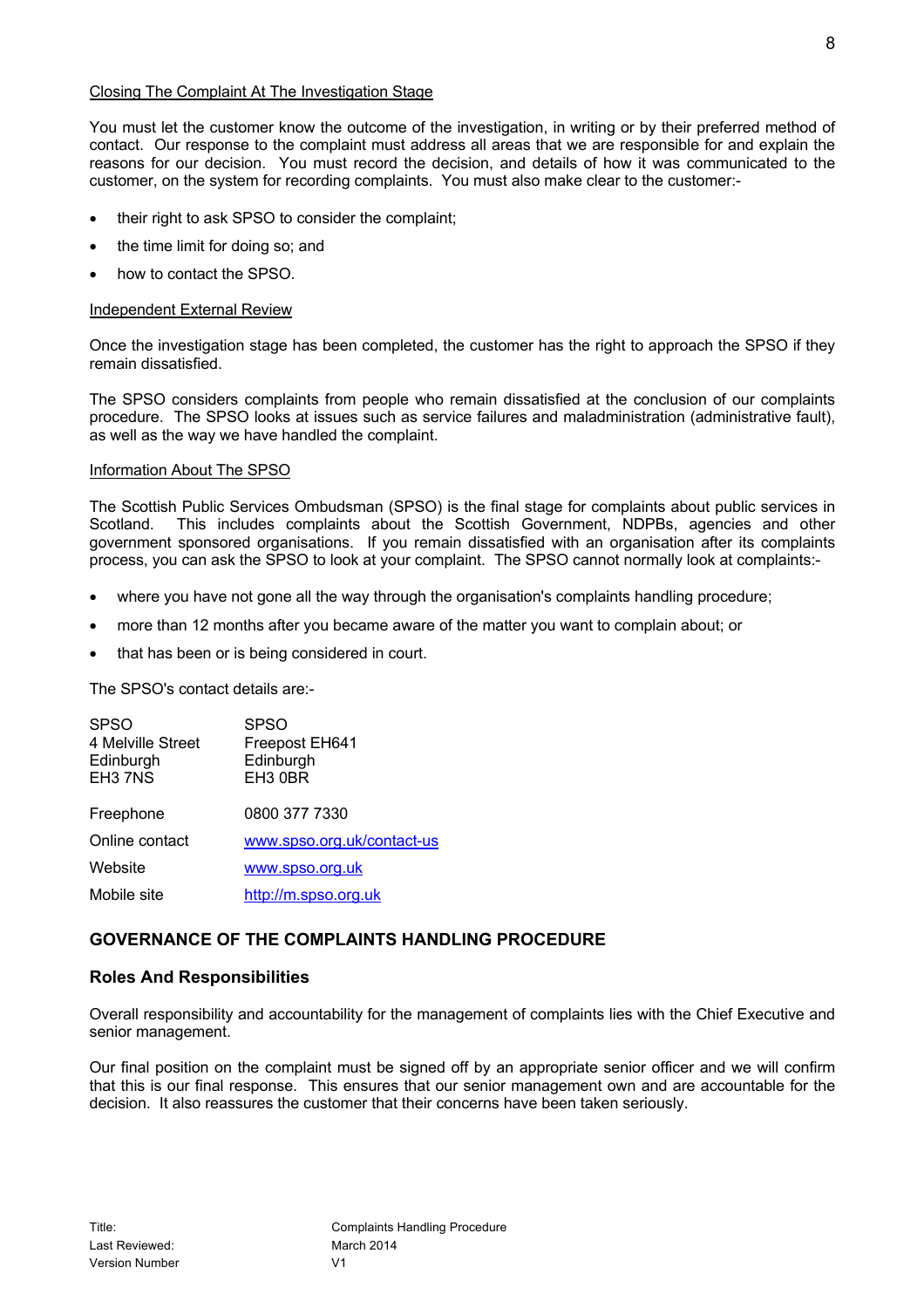Closing The Complaint At The Investigation Stage

You must let the customer know the outcome of the investigation, in writing or by their preferred method of contact. Our response to the complaint must address all areas that we are responsible for and explain the reasons for our decision. You must record the decision, and details of how it was communicated to the customer, on the system for recording complaints. You must also make clear to the customer:-

- their right to ask SPSO to consider the complaint;
- the time limit for doing so; and
- how to contact the SPSO.

Independent External Review

Once the investigation stage has been completed, the customer has the right to approach the SPSO if they remain dissatisfied.

The SPSO considers complaints from people who remain dissatisfied at the conclusion of our complaints procedure. The SPSO looks at issues such as service failures and maladministration (administrative fault), as well as the way we have handled the complaint.

Information About The SPSO

The Scottish Public Services Ombudsman (SPSO) is the final stage for complaints about public services in Scotland. This includes complaints about the Scottish Government, NDPBs, agencies and other government sponsored organisations. If you remain dissatisfied with an organisation after its complaints process, you can ask the SPSO to look at your complaint. The SPSO cannot normally look at complaints:-

- where you have not gone all the way through the organisation's complaints handling procedure;
- more than 12 months after you became aware of the matter you want to complain about; or
- that has been or is being considered in court.

The SPSO's contact details are:-

| | |
|---|---|
| SPSO<br>4 Melville Street<br>Edinburgh<br>EH3 7NS | SPSO<br>Freepost EH641<br>Edinburgh<br>EH3 0BR |
| Freephone | 0800 377 7330 |
| Online contact | www.spso.org.uk/contact-us |
| Website | www.spso.org.uk |
| Mobile site | http://m.spso.org.uk |

## GOVERNANCE OF THE COMPLAINTS HANDLING PROCEDURE

### Roles And Responsibilities

Overall responsibility and accountability for the management of complaints lies with the Chief Executive and senior management.

Our final position on the complaint must be signed off by an appropriate senior officer and we will confirm that this is our final response. This ensures that our senior management own and are accountable for the decision. It also reassures the customer that their concerns have been taken seriously.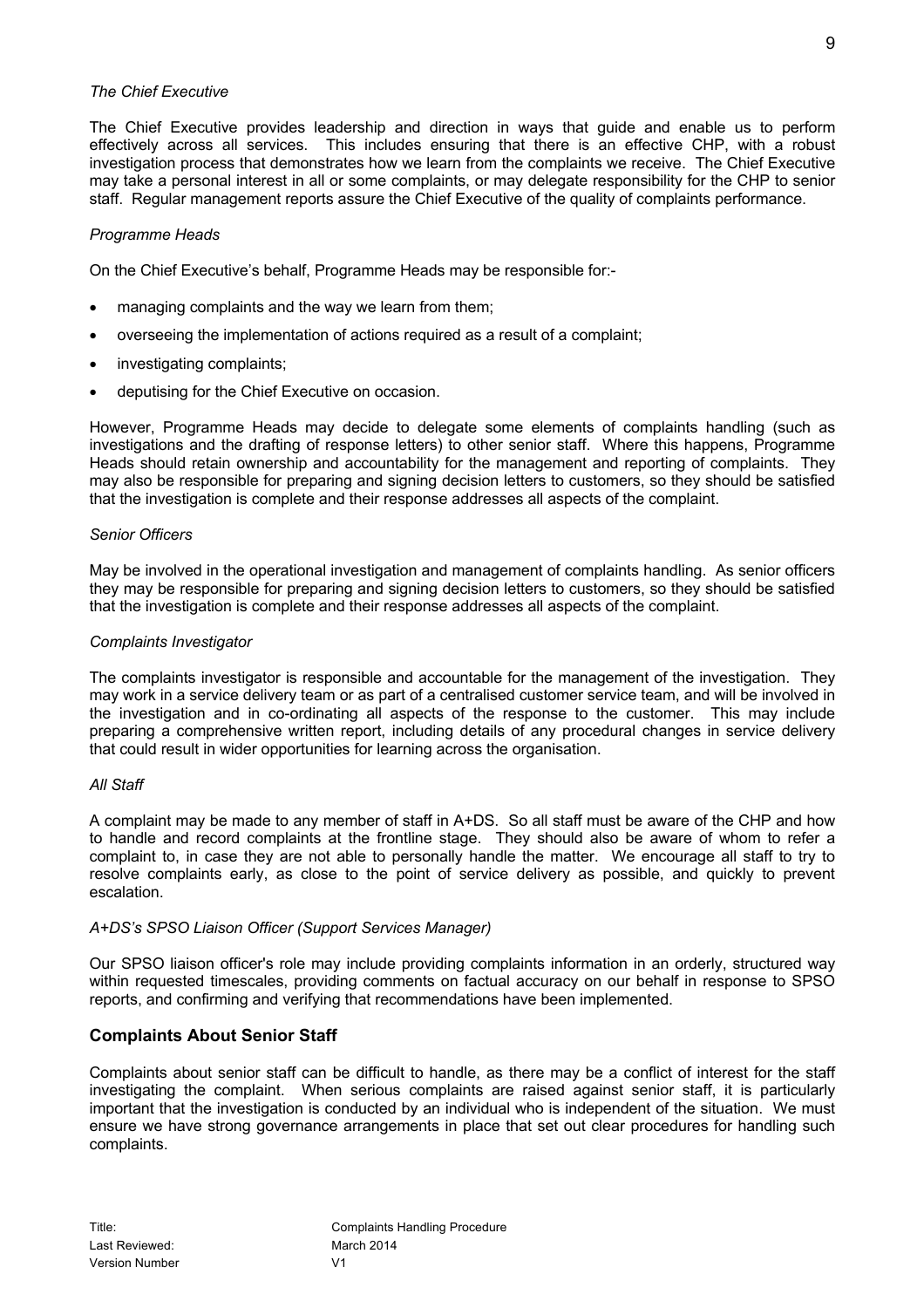*The Chief Executive*

The Chief Executive provides leadership and direction in ways that guide and enable us to perform effectively across all services. This includes ensuring that there is an effective CHP, with a robust investigation process that demonstrates how we learn from the complaints we receive. The Chief Executive may take a personal interest in all or some complaints, or may delegate responsibility for the CHP to senior staff. Regular management reports assure the Chief Executive of the quality of complaints performance.

*Programme Heads*

On the Chief Executive's behalf, Programme Heads may be responsible for:-

- managing complaints and the way we learn from them;
- overseeing the implementation of actions required as a result of a complaint;
- investigating complaints;
- deputising for the Chief Executive on occasion.

However, Programme Heads may decide to delegate some elements of complaints handling (such as investigations and the drafting of response letters) to other senior staff. Where this happens, Programme Heads should retain ownership and accountability for the management and reporting of complaints. They may also be responsible for preparing and signing decision letters to customers, so they should be satisfied that the investigation is complete and their response addresses all aspects of the complaint.

*Senior Officers*

May be involved in the operational investigation and management of complaints handling. As senior officers they may be responsible for preparing and signing decision letters to customers, so they should be satisfied that the investigation is complete and their response addresses all aspects of the complaint.

*Complaints Investigator*

The complaints investigator is responsible and accountable for the management of the investigation. They may work in a service delivery team or as part of a centralised customer service team, and will be involved in the investigation and in co-ordinating all aspects of the response to the customer. This may include preparing a comprehensive written report, including details of any procedural changes in service delivery that could result in wider opportunities for learning across the organisation.

*All Staff*

A complaint may be made to any member of staff in A+DS. So all staff must be aware of the CHP and how to handle and record complaints at the frontline stage. They should also be aware of whom to refer a complaint to, in case they are not able to personally handle the matter. We encourage all staff to try to resolve complaints early, as close to the point of service delivery as possible, and quickly to prevent escalation.

*A+DS's SPSO Liaison Officer (Support Services Manager)*

Our SPSO liaison officer's role may include providing complaints information in an orderly, structured way within requested timescales, providing comments on factual accuracy on our behalf in response to SPSO reports, and confirming and verifying that recommendations have been implemented.

## Complaints About Senior Staff

Complaints about senior staff can be difficult to handle, as there may be a conflict of interest for the staff investigating the complaint. When serious complaints are raised against senior staff, it is particularly important that the investigation is conducted by an individual who is independent of the situation. We must ensure we have strong governance arrangements in place that set out clear procedures for handling such complaints.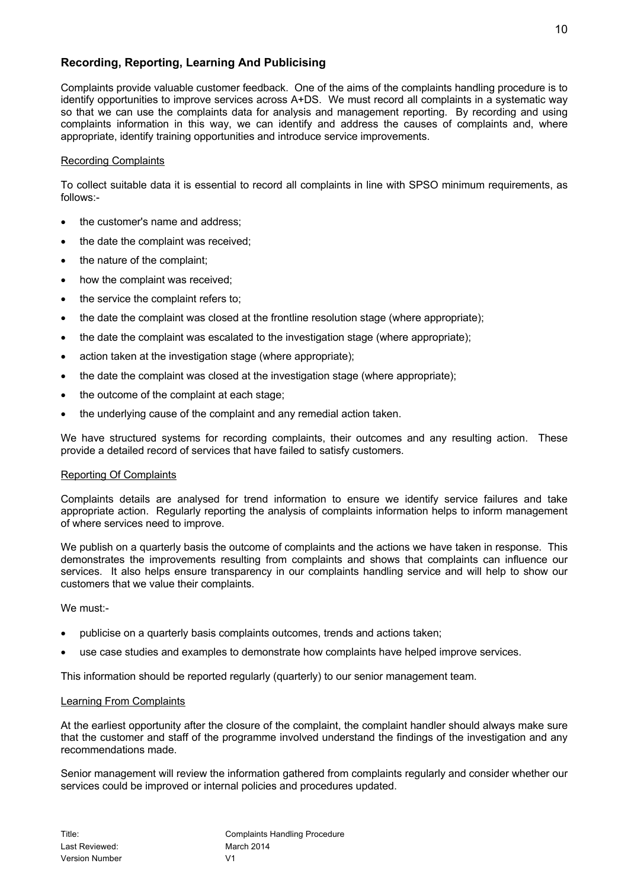## Recording, Reporting, Learning And Publicising

Complaints provide valuable customer feedback. One of the aims of the complaints handling procedure is to identify opportunities to improve services across A+DS. We must record all complaints in a systematic way so that we can use the complaints data for analysis and management reporting. By recording and using complaints information in this way, we can identify and address the causes of complaints and, where appropriate, identify training opportunities and introduce service improvements.

### Recording Complaints

To collect suitable data it is essential to record all complaints in line with SPSO minimum requirements, as follows:-

- the customer's name and address;
- the date the complaint was received;
- the nature of the complaint;
- how the complaint was received;
- the service the complaint refers to;
- the date the complaint was closed at the frontline resolution stage (where appropriate);
- the date the complaint was escalated to the investigation stage (where appropriate);
- action taken at the investigation stage (where appropriate);
- the date the complaint was closed at the investigation stage (where appropriate);
- the outcome of the complaint at each stage;
- the underlying cause of the complaint and any remedial action taken.

We have structured systems for recording complaints, their outcomes and any resulting action. These provide a detailed record of services that have failed to satisfy customers.

### Reporting Of Complaints

Complaints details are analysed for trend information to ensure we identify service failures and take appropriate action. Regularly reporting the analysis of complaints information helps to inform management of where services need to improve.

We publish on a quarterly basis the outcome of complaints and the actions we have taken in response. This demonstrates the improvements resulting from complaints and shows that complaints can influence our services. It also helps ensure transparency in our complaints handling service and will help to show our customers that we value their complaints.

We must:-

- publicise on a quarterly basis complaints outcomes, trends and actions taken;
- use case studies and examples to demonstrate how complaints have helped improve services.

This information should be reported regularly (quarterly) to our senior management team.

### Learning From Complaints

At the earliest opportunity after the closure of the complaint, the complaint handler should always make sure that the customer and staff of the programme involved understand the findings of the investigation and any recommendations made.

Senior management will review the information gathered from complaints regularly and consider whether our services could be improved or internal policies and procedures updated.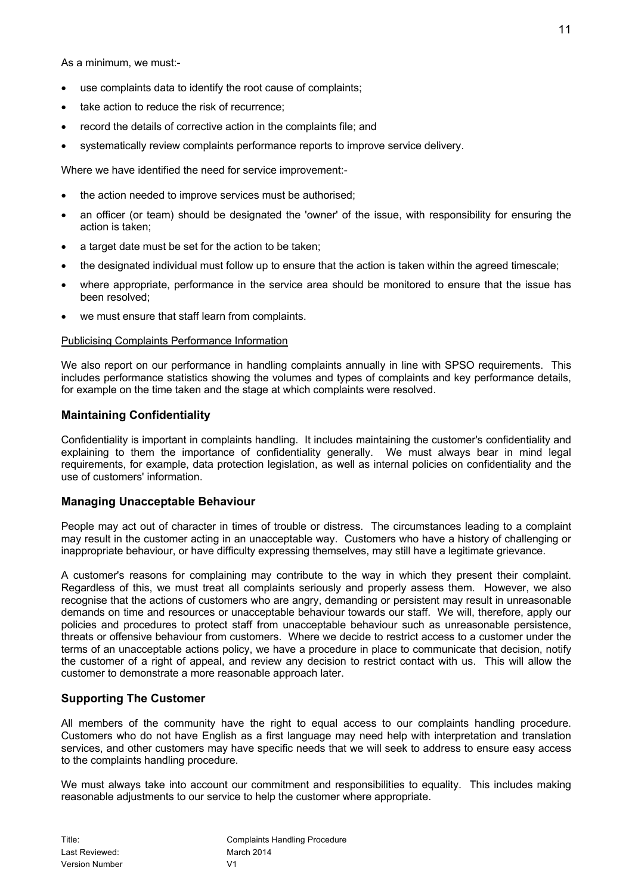As a minimum, we must:-

- use complaints data to identify the root cause of complaints;
- take action to reduce the risk of recurrence;
- record the details of corrective action in the complaints file; and
- systematically review complaints performance reports to improve service delivery.

Where we have identified the need for service improvement:-

- the action needed to improve services must be authorised;
- an officer (or team) should be designated the 'owner' of the issue, with responsibility for ensuring the action is taken;
- a target date must be set for the action to be taken;
- the designated individual must follow up to ensure that the action is taken within the agreed timescale;
- where appropriate, performance in the service area should be monitored to ensure that the issue has been resolved;
- we must ensure that staff learn from complaints.

<u>Publicising Complaints Performance Information</u>

We also report on our performance in handling complaints annually in line with SPSO requirements. This includes performance statistics showing the volumes and types of complaints and key performance details, for example on the time taken and the stage at which complaints were resolved.

## Maintaining Confidentiality

Confidentiality is important in complaints handling. It includes maintaining the customer's confidentiality and explaining to them the importance of confidentiality generally. We must always bear in mind legal requirements, for example, data protection legislation, as well as internal policies on confidentiality and the use of customers' information.

## Managing Unacceptable Behaviour

People may act out of character in times of trouble or distress. The circumstances leading to a complaint may result in the customer acting in an unacceptable way. Customers who have a history of challenging or inappropriate behaviour, or have difficulty expressing themselves, may still have a legitimate grievance.

A customer's reasons for complaining may contribute to the way in which they present their complaint. Regardless of this, we must treat all complaints seriously and properly assess them. However, we also recognise that the actions of customers who are angry, demanding or persistent may result in unreasonable demands on time and resources or unacceptable behaviour towards our staff. We will, therefore, apply our policies and procedures to protect staff from unacceptable behaviour such as unreasonable persistence, threats or offensive behaviour from customers. Where we decide to restrict access to a customer under the terms of an unacceptable actions policy, we have a procedure in place to communicate that decision, notify the customer of a right of appeal, and review any decision to restrict contact with us. This will allow the customer to demonstrate a more reasonable approach later.

## Supporting The Customer

All members of the community have the right to equal access to our complaints handling procedure. Customers who do not have English as a first language may need help with interpretation and translation services, and other customers may have specific needs that we will seek to address to ensure easy access to the complaints handling procedure.

We must always take into account our commitment and responsibilities to equality. This includes making reasonable adjustments to our service to help the customer where appropriate.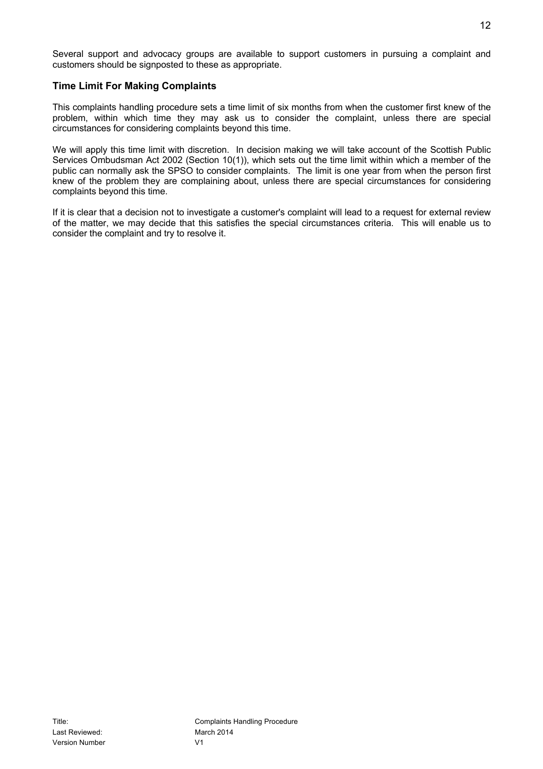Several support and advocacy groups are available to support customers in pursuing a complaint and customers should be signposted to these as appropriate.

### Time Limit For Making Complaints

This complaints handling procedure sets a time limit of six months from when the customer first knew of the problem, within which time they may ask us to consider the complaint, unless there are special circumstances for considering complaints beyond this time.

We will apply this time limit with discretion. In decision making we will take account of the Scottish Public Services Ombudsman Act 2002 (Section 10(1)), which sets out the time limit within which a member of the public can normally ask the SPSO to consider complaints. The limit is one year from when the person first knew of the problem they are complaining about, unless there are special circumstances for considering complaints beyond this time.

If it is clear that a decision not to investigate a customer's complaint will lead to a request for external review of the matter, we may decide that this satisfies the special circumstances criteria. This will enable us to consider the complaint and try to resolve it.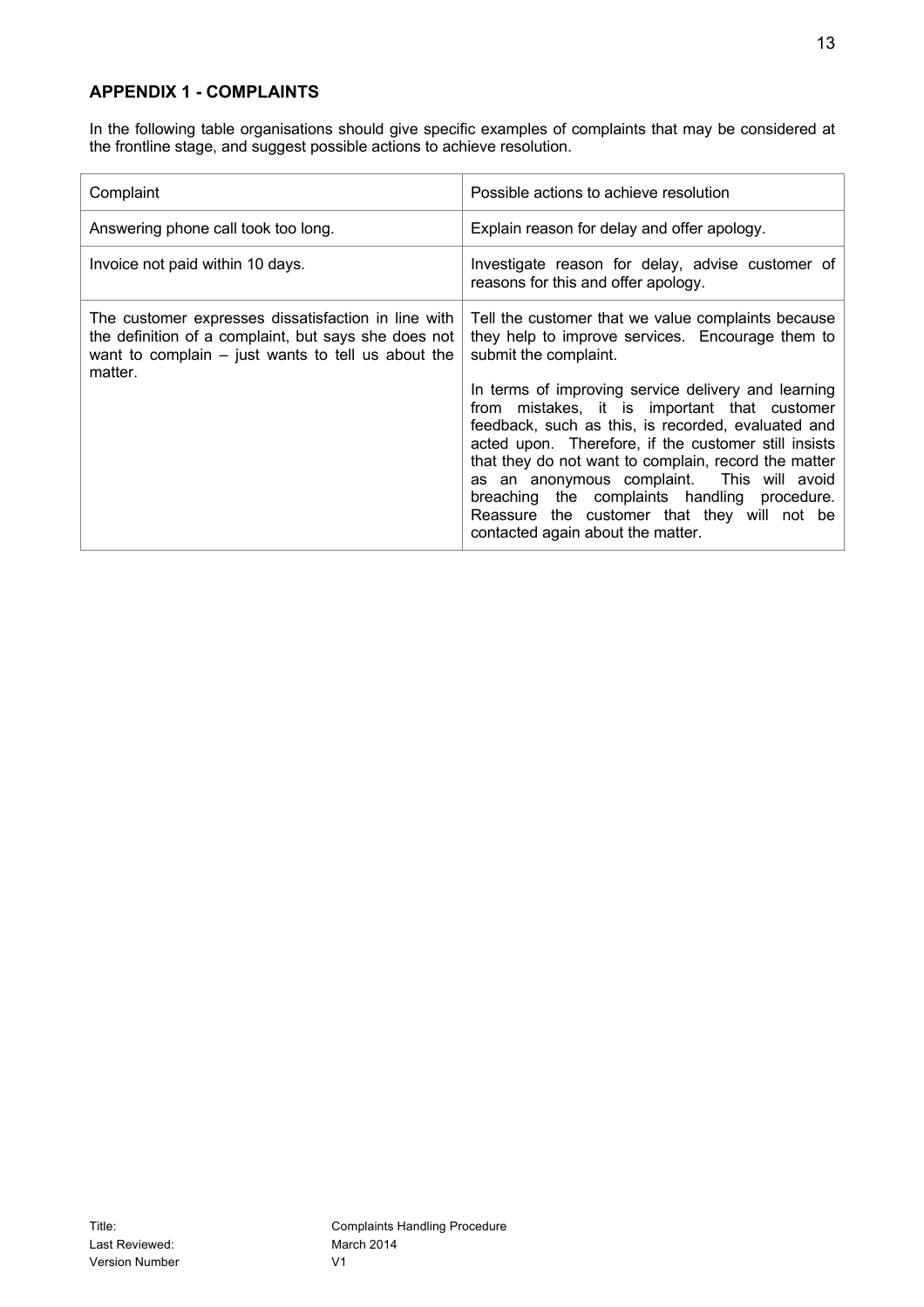## APPENDIX 1 - COMPLAINTS

In the following table organisations should give specific examples of complaints that may be considered at the frontline stage, and suggest possible actions to achieve resolution.

| Complaint | Possible actions to achieve resolution |
|---|---|
| Answering phone call took too long. | Explain reason for delay and offer apology. |
| Invoice not paid within 10 days. | Investigate reason for delay, advise customer of reasons for this and offer apology. |
| The customer expresses dissatisfaction in line with the definition of a complaint, but says she does not want to complain – just wants to tell us about the matter. | Tell the customer that we value complaints because they help to improve services. Encourage them to submit the complaint.<br><br>In terms of improving service delivery and learning from mistakes, it is important that customer feedback, such as this, is recorded, evaluated and acted upon. Therefore, if the customer still insists that they do not want to complain, record the matter as an anonymous complaint. This will avoid breaching the complaints handling procedure. Reassure the customer that they will not be contacted again about the matter. |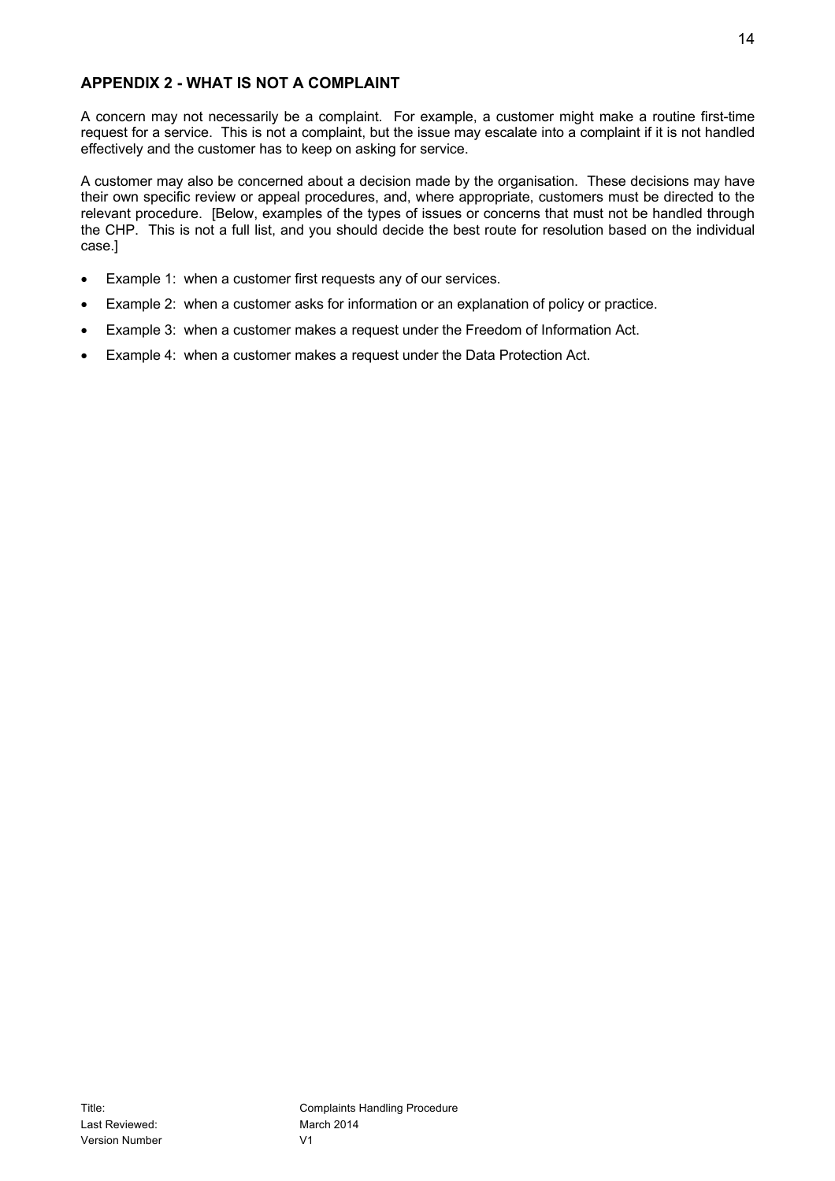## APPENDIX 2 - WHAT IS NOT A COMPLAINT

A concern may not necessarily be a complaint. For example, a customer might make a routine first-time request for a service. This is not a complaint, but the issue may escalate into a complaint if it is not handled effectively and the customer has to keep on asking for service.

A customer may also be concerned about a decision made by the organisation. These decisions may have their own specific review or appeal procedures, and, where appropriate, customers must be directed to the relevant procedure. [Below, examples of the types of issues or concerns that must not be handled through the CHP. This is not a full list, and you should decide the best route for resolution based on the individual case.]

- Example 1: when a customer first requests any of our services.
- Example 2: when a customer asks for information or an explanation of policy or practice.
- Example 3: when a customer makes a request under the Freedom of Information Act.
- Example 4: when a customer makes a request under the Data Protection Act.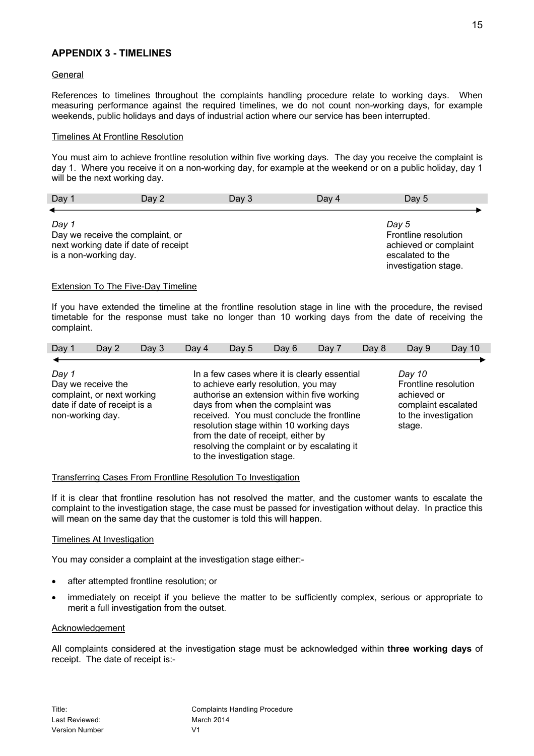## APPENDIX 3 - TIMELINES

General

References to timelines throughout the complaints handling procedure relate to working days. When measuring performance against the required timelines, we do not count non-working days, for example weekends, public holidays and days of industrial action where our service has been interrupted.

Timelines At Frontline Resolution

You must aim to achieve frontline resolution within five working days. The day you receive the complaint is day 1. Where you receive it on a non-working day, for example at the weekend or on a public holiday, day 1 will be the next working day.

| Day 1 | Day 2 | Day 3 | Day 4 | Day 5 |
|---|---|---|---|---|
| *Day 1*<br>Day we receive the complaint, or next working date if date of receipt is a non-working day. | | | | *Day 5*<br>Frontline resolution achieved or complaint escalated to the investigation stage. |

Extension To The Five-Day Timeline

If you have extended the timeline at the frontline resolution stage in line with the procedure, the revised timetable for the response must take no longer than 10 working days from the date of receiving the complaint.

| Day 1 | Day 2 | Day 3 | Day 4 | Day 5 | Day 6 | Day 7 | Day 8 | Day 9 | Day 10 |
|---|---|---|---|---|---|---|---|---|---|
| *Day 1*<br>Day we receive the complaint, or next working date if date of receipt is a non-working day. | | | In a few cases where it is clearly essential to achieve early resolution, you may authorise an extension within five working days from when the complaint was received. You must conclude the frontline resolution stage within 10 working days from the date of receipt, either by resolving the complaint or by escalating it to the investigation stage. | | | | | *Day 10*<br>Frontline resolution achieved or complaint escalated to the investigation stage. | |

Transferring Cases From Frontline Resolution To Investigation

If it is clear that frontline resolution has not resolved the matter, and the customer wants to escalate the complaint to the investigation stage, the case must be passed for investigation without delay. In practice this will mean on the same day that the customer is told this will happen.

Timelines At Investigation

You may consider a complaint at the investigation stage either:-

- after attempted frontline resolution; or
- immediately on receipt if you believe the matter to be sufficiently complex, serious or appropriate to merit a full investigation from the outset.

Acknowledgement

All complaints considered at the investigation stage must be acknowledged within **three working days** of receipt. The date of receipt is:-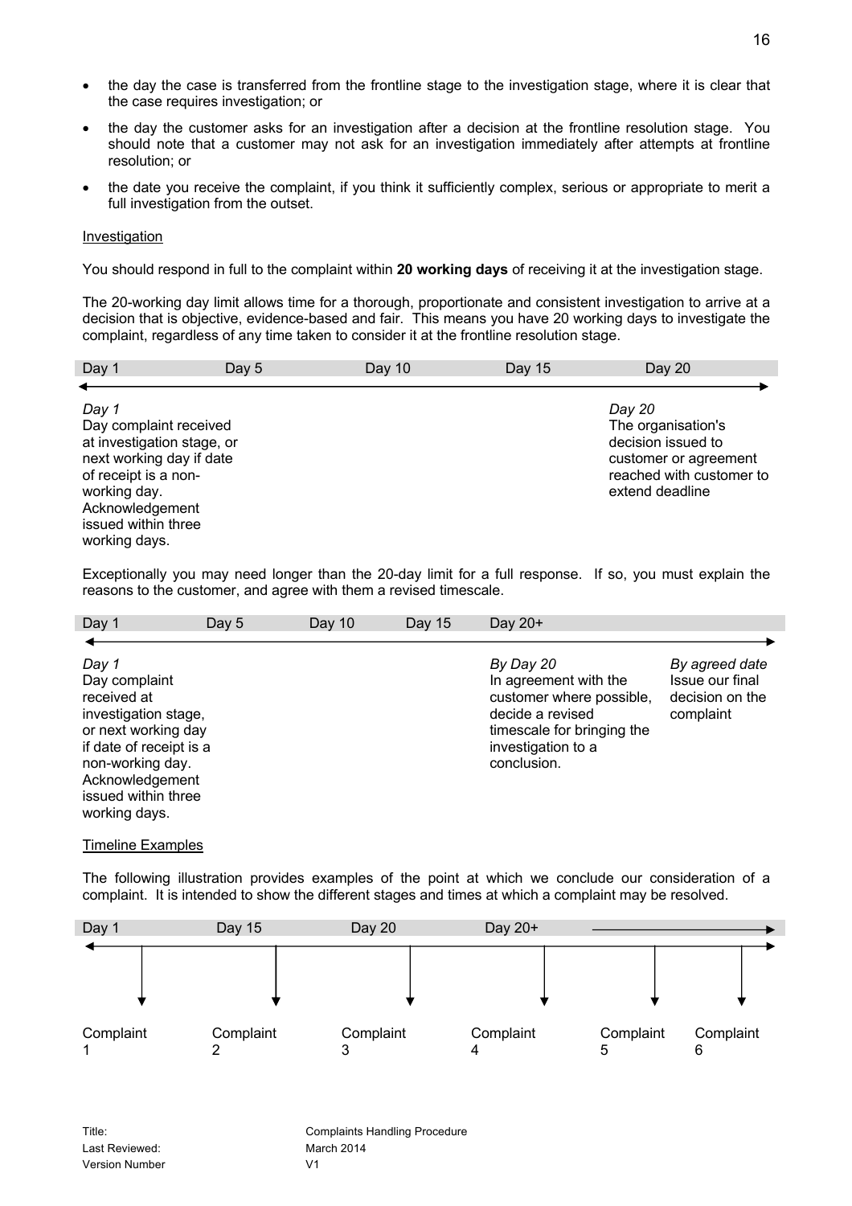- the day the case is transferred from the frontline stage to the investigation stage, where it is clear that the case requires investigation; or
- the day the customer asks for an investigation after a decision at the frontline resolution stage. You should note that a customer may not ask for an investigation immediately after attempts at frontline resolution; or
- the date you receive the complaint, if you think it sufficiently complex, serious or appropriate to merit a full investigation from the outset.

Investigation

You should respond in full to the complaint within **20 working days** of receiving it at the investigation stage.

The 20-working day limit allows time for a thorough, proportionate and consistent investigation to arrive at a decision that is objective, evidence-based and fair. This means you have 20 working days to investigate the complaint, regardless of any time taken to consider it at the frontline resolution stage.

| Day 1 | Day 5 | Day 10 | Day 15 | Day 20 |
|---|---|---|---|---|
| *Day 1*<br>Day complaint received at investigation stage, or next working day if date of receipt is a non-working day.<br>Acknowledgement issued within three working days. | | | | *Day 20*<br>The organisation's decision issued to customer or agreement reached with customer to extend deadline |

Exceptionally you may need longer than the 20-day limit for a full response. If so, you must explain the reasons to the customer, and agree with them a revised timescale.

| Day 1 | Day 5 | Day 10 | Day 15 | Day 20+ | |
|---|---|---|---|---|---|
| *Day 1*<br>Day complaint received at investigation stage, or next working day if date of receipt is a non-working day.<br>Acknowledgement issued within three working days. | | | | *By Day 20*<br>In agreement with the customer where possible, decide a revised timescale for bringing the investigation to a conclusion. | *By agreed date*<br>Issue our final decision on the complaint |

Timeline Examples

The following illustration provides examples of the point at which we conclude our consideration of a complaint. It is intended to show the different stages and times at which a complaint may be resolved.

| Day 1 | Day 15 | Day 20 | Day 20+ | | |
|---|---|---|---|---|---|
| Complaint 1 | Complaint 2 | Complaint 3 | Complaint 4 | Complaint 5 | Complaint 6 |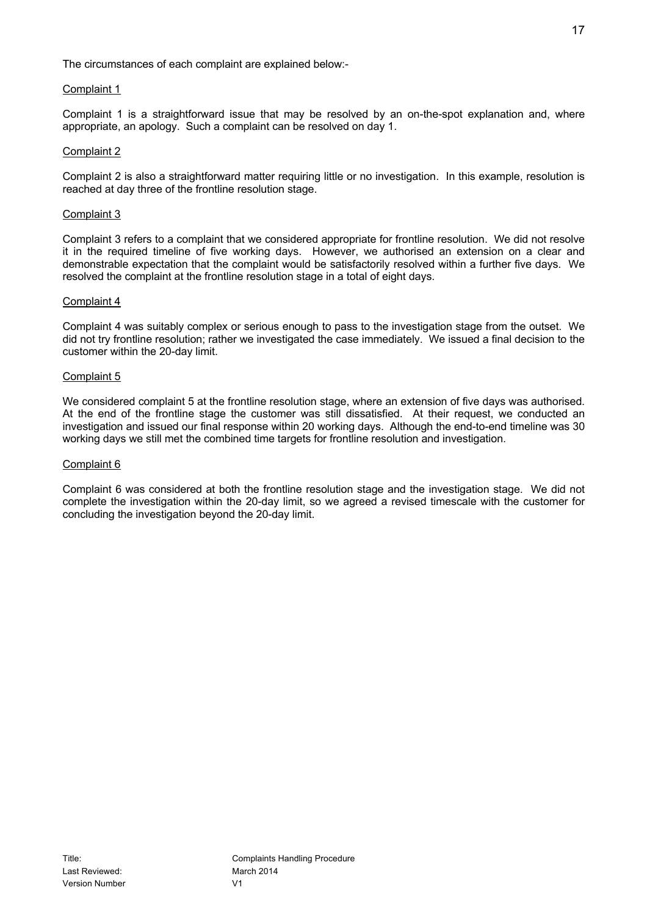The circumstances of each complaint are explained below:-

Complaint 1

Complaint 1 is a straightforward issue that may be resolved by an on-the-spot explanation and, where appropriate, an apology. Such a complaint can be resolved on day 1.

Complaint 2

Complaint 2 is also a straightforward matter requiring little or no investigation. In this example, resolution is reached at day three of the frontline resolution stage.

Complaint 3

Complaint 3 refers to a complaint that we considered appropriate for frontline resolution. We did not resolve it in the required timeline of five working days. However, we authorised an extension on a clear and demonstrable expectation that the complaint would be satisfactorily resolved within a further five days. We resolved the complaint at the frontline resolution stage in a total of eight days.

Complaint 4

Complaint 4 was suitably complex or serious enough to pass to the investigation stage from the outset. We did not try frontline resolution; rather we investigated the case immediately. We issued a final decision to the customer within the 20-day limit.

Complaint 5

We considered complaint 5 at the frontline resolution stage, where an extension of five days was authorised. At the end of the frontline stage the customer was still dissatisfied. At their request, we conducted an investigation and issued our final response within 20 working days. Although the end-to-end timeline was 30 working days we still met the combined time targets for frontline resolution and investigation.

Complaint 6

Complaint 6 was considered at both the frontline resolution stage and the investigation stage. We did not complete the investigation within the 20-day limit, so we agreed a revised timescale with the customer for concluding the investigation beyond the 20-day limit.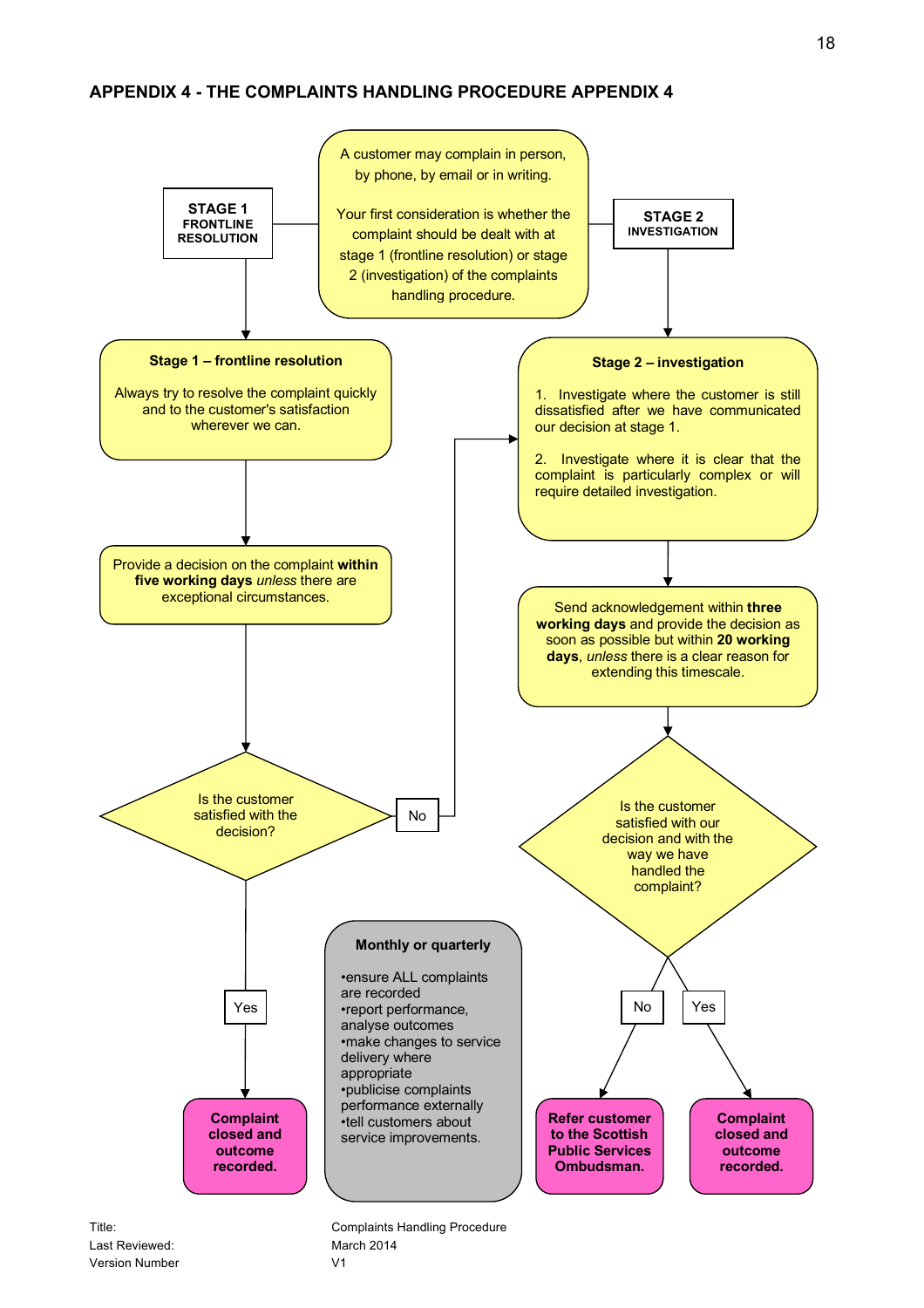## APPENDIX 4 - THE COMPLAINTS HANDLING PROCEDURE APPENDIX 4

A customer may complain in person, by phone, by email or in writing.

Your first consideration is whether the complaint should be dealt with at stage 1 (frontline resolution) or stage 2 (investigation) of the complaints handling procedure.

**STAGE 1 FRONTLINE RESOLUTION**

**Stage 1 – frontline resolution**

Always try to resolve the complaint quickly and to the customer's satisfaction wherever we can.

Provide a decision on the complaint **within five working days** *unless* there are exceptional circumstances.

Is the customer satisfied with the decision?

Yes

**Complaint closed and outcome recorded.**

No

**STAGE 2 INVESTIGATION**

**Stage 2 – investigation**

1. Investigate where the customer is still dissatisfied after we have communicated our decision at stage 1.

2. Investigate where it is clear that the complaint is particularly complex or will require detailed investigation.

Send acknowledgement within **three working days** and provide the decision as soon as possible but within **20 working days**, *unless* there is a clear reason for extending this timescale.

Is the customer satisfied with our decision and with the way we have handled the complaint?

No

**Refer customer to the Scottish Public Services Ombudsman.**

Yes

**Complaint closed and outcome recorded.**

**Monthly or quarterly**

- ensure ALL complaints are recorded
- report performance, analyse outcomes
- make changes to service delivery where appropriate
- publicise complaints performance externally
- tell customers about service improvements.

| | |
|---|---|
| Title: | Complaints Handling Procedure |
| Last Reviewed: | March 2014 |
| Version Number | V1 |